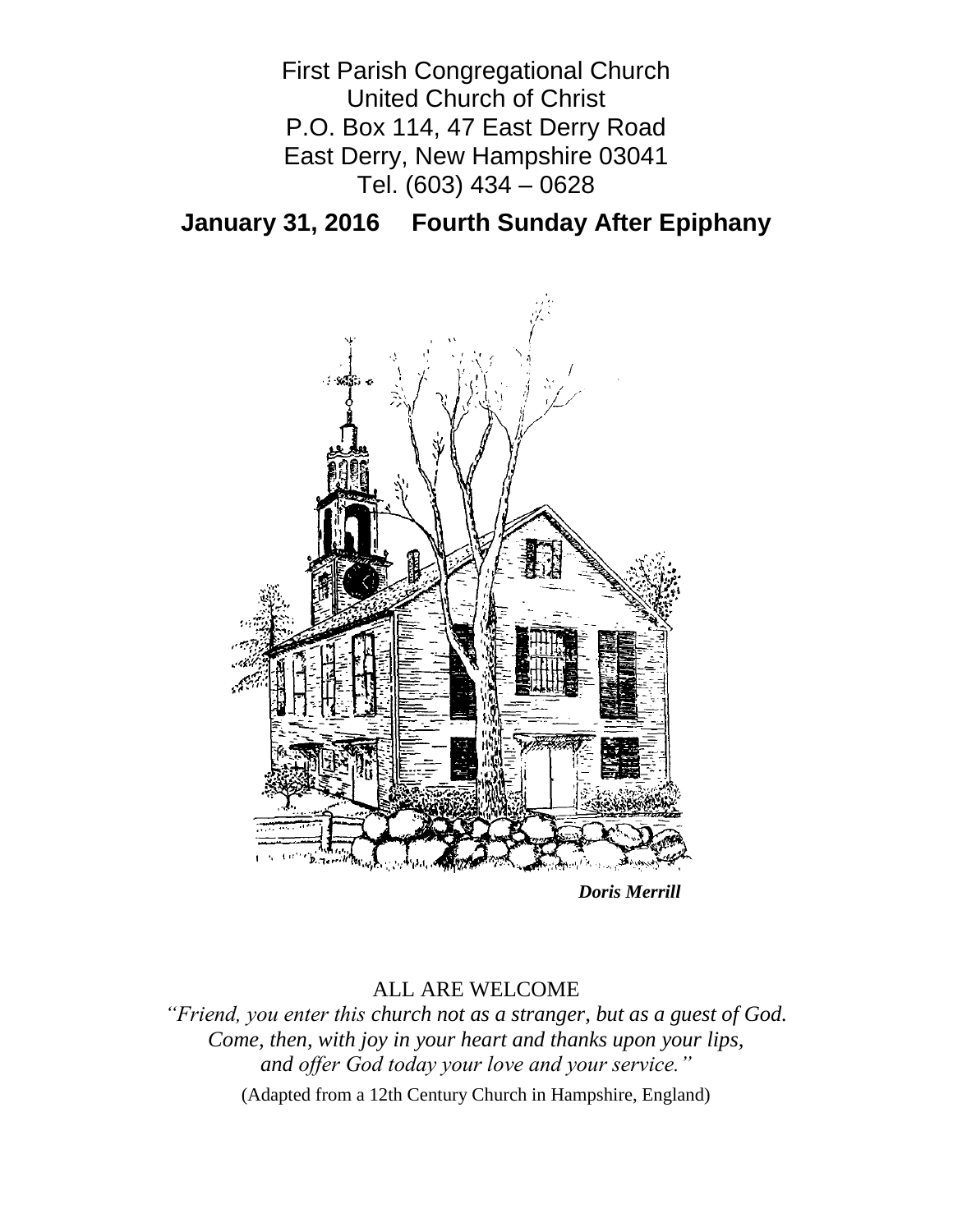First Parish Congregational Church
United Church of Christ
P.O. Box 114, 47 East Derry Road
East Derry, New Hampshire 03041
Tel. (603) 434 – 0628

## January 31, 2016 Fourth Sunday After Epiphany

***Doris Merrill***

ALL ARE WELCOME

*"Friend, you enter this church not as a stranger, but as a guest of God.*
*Come, then, with joy in your heart and thanks upon your lips,*
*and offer God today your love and your service."*

(Adapted from a 12th Century Church in Hampshire, England)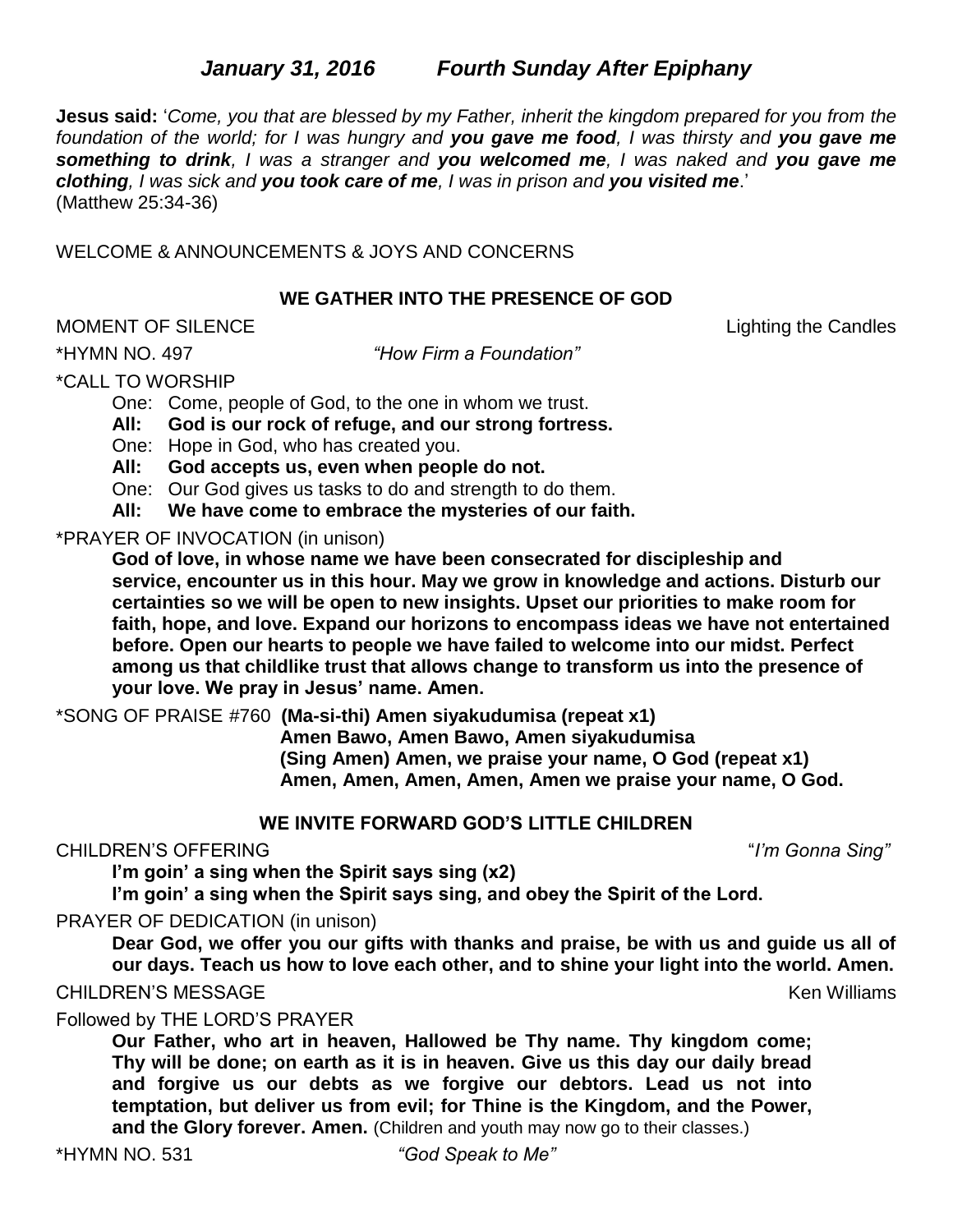## *January 31, 2016 Fourth Sunday After Epiphany*

**Jesus said:** '*Come, you that are blessed by my Father, inherit the kingdom prepared for you from the foundation of the world; for I was hungry and **you gave me food**, I was thirsty and **you gave me something to drink**, I was a stranger and **you welcomed me**, I was naked and **you gave me clothing**, I was sick and **you took care of me**, I was in prison and **you visited me**.*'
(Matthew 25:34-36)

WELCOME & ANNOUNCEMENTS & JOYS AND CONCERNS

### WE GATHER INTO THE PRESENCE OF GOD

MOMENT OF SILENCE Lighting the Candles

*HYMN NO. 497 *"How Firm a Foundation"*

*CALL TO WORSHIP

One: Come, people of God, to the one in whom we trust.
**All: God is our rock of refuge, and our strong fortress.**
One: Hope in God, who has created you.
**All: God accepts us, even when people do not.**
One: Our God gives us tasks to do and strength to do them.
**All: We have come to embrace the mysteries of our faith.**

*PRAYER OF INVOCATION (in unison)

**God of love, in whose name we have been consecrated for discipleship and service, encounter us in this hour. May we grow in knowledge and actions. Disturb our certainties so we will be open to new insights. Upset our priorities to make room for faith, hope, and love. Expand our horizons to encompass ideas we have not entertained before. Open our hearts to people we have failed to welcome into our midst. Perfect among us that childlike trust that allows change to transform us into the presence of your love. We pray in Jesus' name. Amen.**

*SONG OF PRAISE #760 **(Ma-si-thi) Amen siyakudumisa (repeat x1)**
**Amen Bawo, Amen Bawo, Amen siyakudumisa**
**(Sing Amen) Amen, we praise your name, O God (repeat x1)**
**Amen, Amen, Amen, Amen, Amen we praise your name, O God.**

### WE INVITE FORWARD GOD'S LITTLE CHILDREN

CHILDREN'S OFFERING "*I'm Gonna Sing"*

**I'm goin' a sing when the Spirit says sing (x2)**
**I'm goin' a sing when the Spirit says sing, and obey the Spirit of the Lord.**

PRAYER OF DEDICATION (in unison)

**Dear God, we offer you our gifts with thanks and praise, be with us and guide us all of our days. Teach us how to love each other, and to shine your light into the world. Amen.**

CHILDREN'S MESSAGE Ken Williams

Followed by THE LORD'S PRAYER

**Our Father, who art in heaven, Hallowed be Thy name. Thy kingdom come; Thy will be done; on earth as it is in heaven. Give us this day our daily bread and forgive us our debts as we forgive our debtors. Lead us not into temptation, but deliver us from evil; for Thine is the Kingdom, and the Power, and the Glory forever. Amen.** (Children and youth may now go to their classes.)

*HYMN NO. 531 *"God Speak to Me"*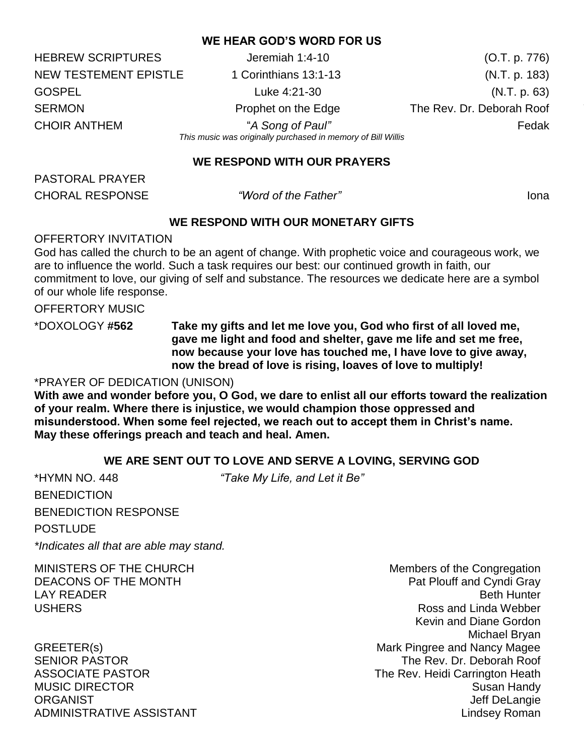## WE HEAR GOD'S WORD FOR US

| | | |
|---|---|---|
| HEBREW SCRIPTURES | Jeremiah 1:4-10 | (O.T. p. 776) |
| NEW TESTEMENT EPISTLE | 1 Corinthians 13:1-13 | (N.T. p. 183) |
| GOSPEL | Luke 4:21-30 | (N.T. p. 63) |
| SERMON | Prophet on the Edge | The Rev. Dr. Deborah Roof |
| CHOIR ANTHEM | "*A Song of Paul"* | Fedak |

*This music was originally purchased in memory of Bill Willis*

## WE RESPOND WITH OUR PRAYERS

PASTORAL PRAYER

CHORAL RESPONSE *"Word of the Father"* Iona

## WE RESPOND WITH OUR MONETARY GIFTS

OFFERTORY INVITATION

God has called the church to be an agent of change. With prophetic voice and courageous work, we are to influence the world. Such a task requires our best: our continued growth in faith, our commitment to love, our giving of self and substance. The resources we dedicate here are a symbol of our whole life response.

OFFERTORY MUSIC

*DOXOLOGY #**562** **Take my gifts and let me love you, God who first of all loved me, gave me light and food and shelter, gave me life and set me free, now because your love has touched me, I have love to give away, now the bread of love is rising, loaves of love to multiply!**

*PRAYER OF DEDICATION (UNISON)

**With awe and wonder before you, O God, we dare to enlist all our efforts toward the realization of your realm. Where there is injustice, we would champion those oppressed and misunderstood. When some feel rejected, we reach out to accept them in Christ's name. May these offerings preach and teach and heal. Amen.**

## WE ARE SENT OUT TO LOVE AND SERVE A LOVING, SERVING GOD

*HYMN NO. 448 *"Take My Life, and Let it Be"*

BENEDICTION

BENEDICTION RESPONSE

POSTLUDE

**Indicates all that are able may stand.*

| | |
|---|---|
| MINISTERS OF THE CHURCH | Members of the Congregation |
| DEACONS OF THE MONTH | Pat Plouff and Cyndi Gray |
| LAY READER | Beth Hunter |
| USHERS | Ross and Linda Webber<br>Kevin and Diane Gordon<br>Michael Bryan |
| GREETER(s) | Mark Pingree and Nancy Magee |
| SENIOR PASTOR | The Rev. Dr. Deborah Roof |
| ASSOCIATE PASTOR | The Rev. Heidi Carrington Heath |
| MUSIC DIRECTOR | Susan Handy |
| ORGANIST | Jeff DeLangie |
| ADMINISTRATIVE ASSISTANT | Lindsey Roman |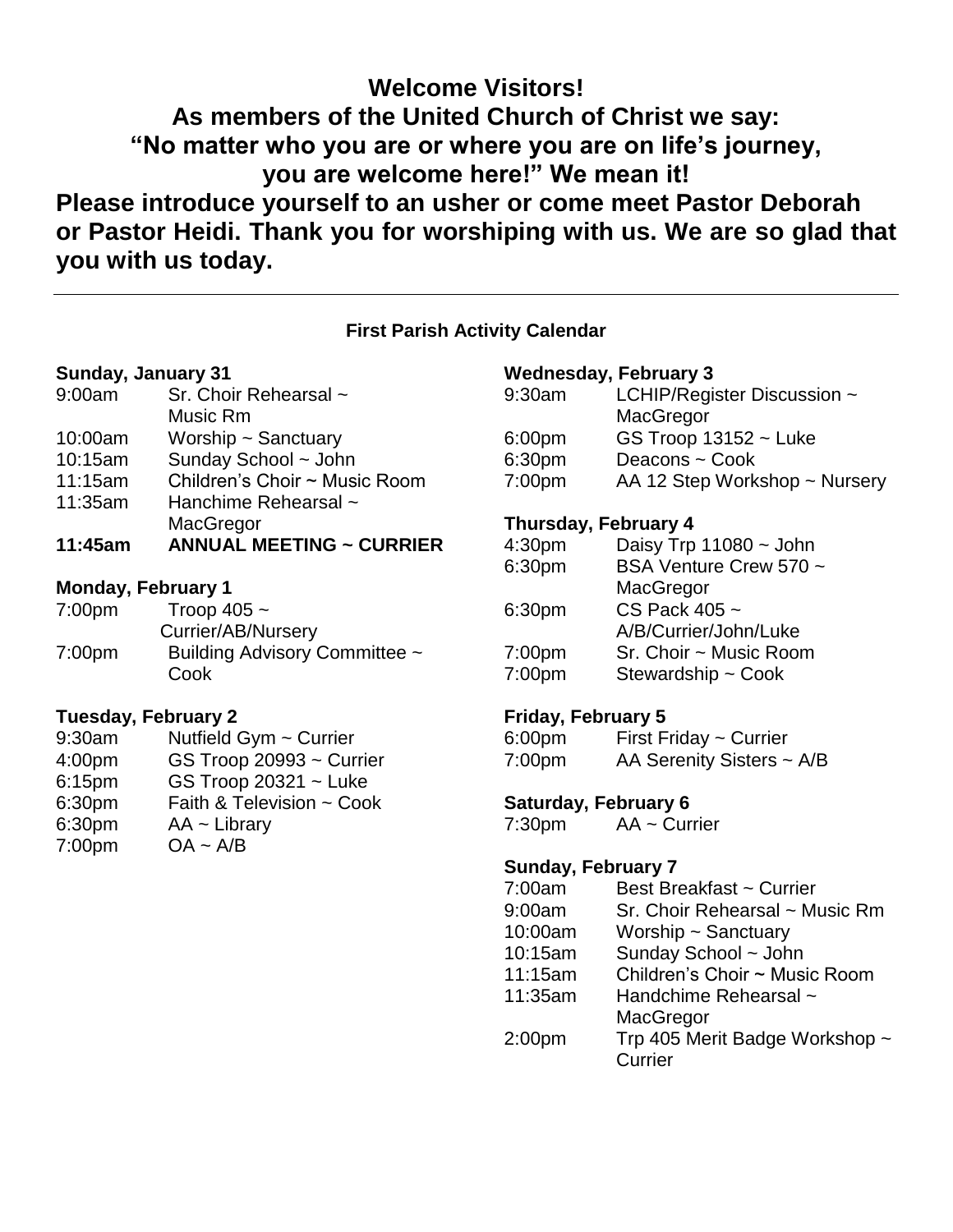## Welcome Visitors!

## As members of the United Church of Christ we say: "No matter who you are or where you are on life's journey, you are welcome here!" We mean it!

**Please introduce yourself to an usher or come meet Pastor Deborah or Pastor Heidi. Thank you for worshiping with us. We are so glad that you with us today.**

---

### First Parish Activity Calendar

**Sunday, January 31**

9:00am Sr. Choir Rehearsal ~ Music Rm
10:00am Worship ~ Sanctuary
10:15am Sunday School ~ John
11:15am Children's Choir ~ Music Room
11:35am Hanchime Rehearsal ~ MacGregor
**11:45am ANNUAL MEETING ~ CURRIER**

**Monday, February 1**

7:00pm Troop 405 ~ Currier/AB/Nursery
7:00pm Building Advisory Committee ~ Cook

**Tuesday, February 2**

9:30am Nutfield Gym ~ Currier
4:00pm GS Troop 20993 ~ Currier
6:15pm GS Troop 20321 ~ Luke
6:30pm Faith & Television ~ Cook
6:30pm AA ~ Library
7:00pm OA ~ A/B

**Wednesday, February 3**

9:30am LCHIP/Register Discussion ~ MacGregor
6:00pm GS Troop 13152 ~ Luke
6:30pm Deacons ~ Cook
7:00pm AA 12 Step Workshop ~ Nursery

**Thursday, February 4**

4:30pm Daisy Trp 11080 ~ John
6:30pm BSA Venture Crew 570 ~ MacGregor
6:30pm CS Pack 405 ~ A/B/Currier/John/Luke
7:00pm Sr. Choir ~ Music Room
7:00pm Stewardship ~ Cook

**Friday, February 5**

6:00pm First Friday ~ Currier
7:00pm AA Serenity Sisters ~ A/B

**Saturday, February 6**

7:30pm AA ~ Currier

**Sunday, February 7**

7:00am Best Breakfast ~ Currier
9:00am Sr. Choir Rehearsal ~ Music Rm
10:00am Worship ~ Sanctuary
10:15am Sunday School ~ John
11:15am Children's Choir ~ Music Room
11:35am Handchime Rehearsal ~ MacGregor
2:00pm Trp 405 Merit Badge Workshop ~ Currier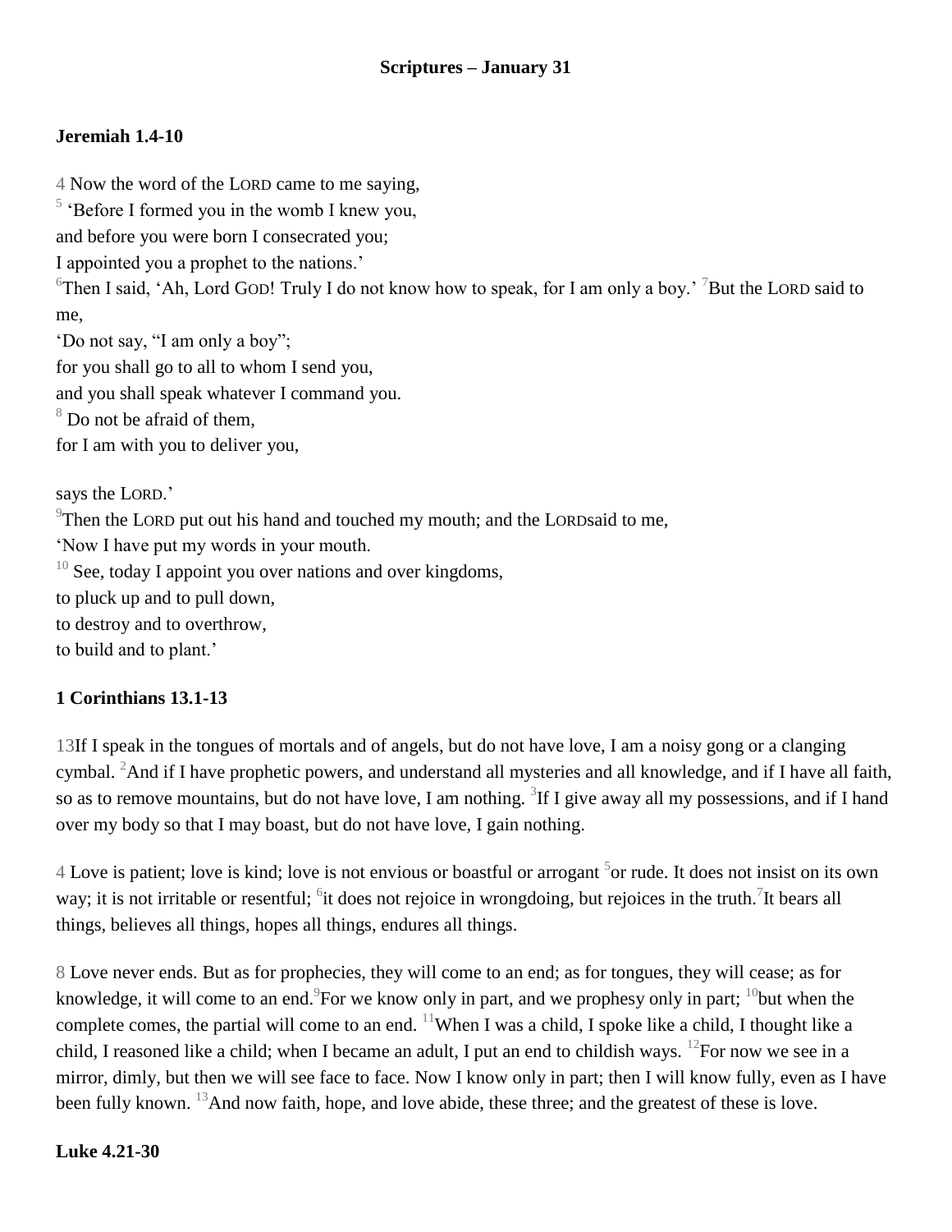**Scriptures – January 31**

**Jeremiah 1.4-10**

4 Now the word of the LORD came to me saying,
5 'Before I formed you in the womb I knew you,
and before you were born I consecrated you;
I appointed you a prophet to the nations.'
6Then I said, 'Ah, Lord GOD! Truly I do not know how to speak, for I am only a boy.' 7But the LORD said to me,
'Do not say, "I am only a boy";
for you shall go to all to whom I send you,
and you shall speak whatever I command you.
8 Do not be afraid of them,
for I am with you to deliver you,

says the LORD.'
9Then the LORD put out his hand and touched my mouth; and the LORDsaid to me,
'Now I have put my words in your mouth.
10 See, today I appoint you over nations and over kingdoms,
to pluck up and to pull down,
to destroy and to overthrow,
to build and to plant.'

**1 Corinthians 13.1-13**

13If I speak in the tongues of mortals and of angels, but do not have love, I am a noisy gong or a clanging cymbal. 2And if I have prophetic powers, and understand all mysteries and all knowledge, and if I have all faith, so as to remove mountains, but do not have love, I am nothing. 3If I give away all my possessions, and if I hand over my body so that I may boast, but do not have love, I gain nothing.

4 Love is patient; love is kind; love is not envious or boastful or arrogant 5or rude. It does not insist on its own way; it is not irritable or resentful; 6it does not rejoice in wrongdoing, but rejoices in the truth.7It bears all things, believes all things, hopes all things, endures all things.

8 Love never ends. But as for prophecies, they will come to an end; as for tongues, they will cease; as for knowledge, it will come to an end.9For we know only in part, and we prophesy only in part; 10but when the complete comes, the partial will come to an end. 11When I was a child, I spoke like a child, I thought like a child, I reasoned like a child; when I became an adult, I put an end to childish ways. 12For now we see in a mirror, dimly, but then we will see face to face. Now I know only in part; then I will know fully, even as I have been fully known. 13And now faith, hope, and love abide, these three; and the greatest of these is love.

**Luke 4.21-30**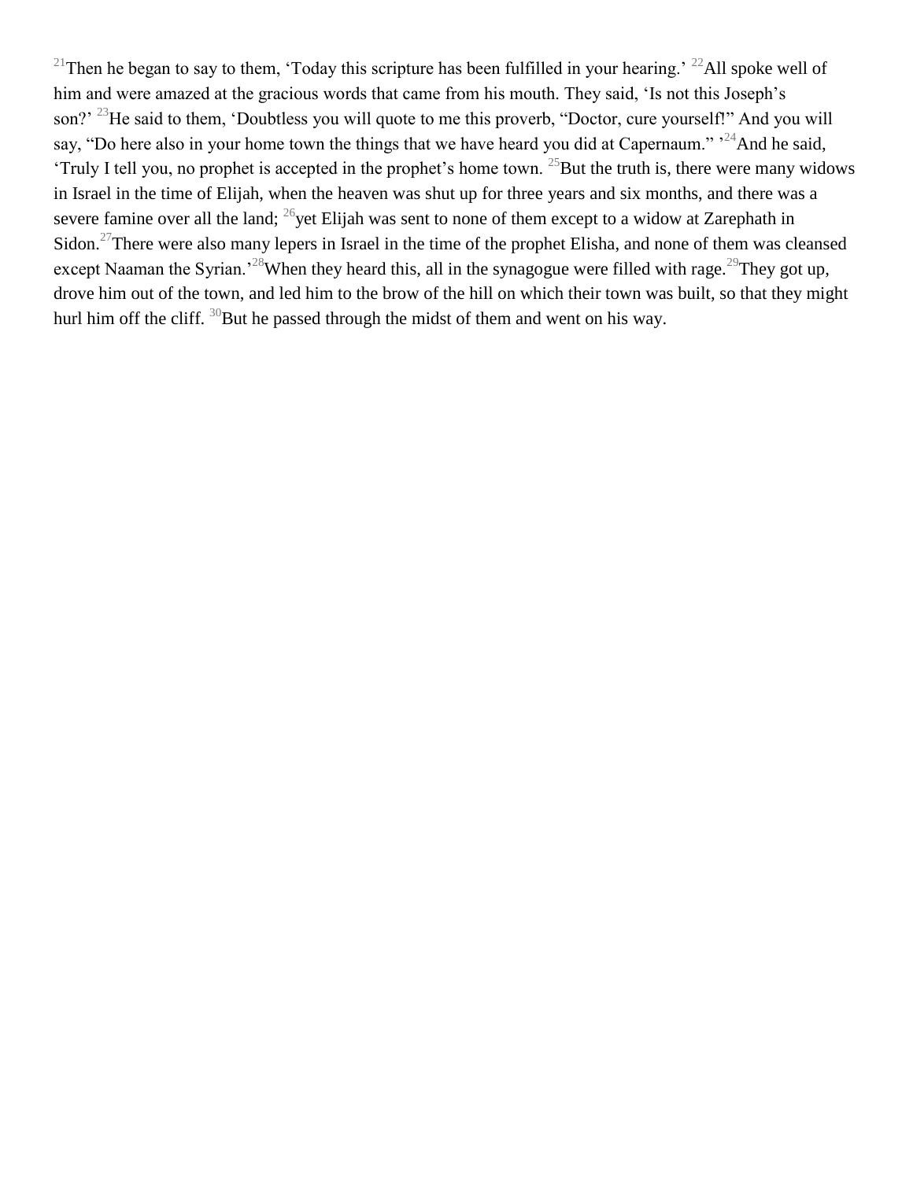[21]Then he began to say to them, 'Today this scripture has been fulfilled in your hearing.' [22]All spoke well of him and were amazed at the gracious words that came from his mouth. They said, 'Is not this Joseph's son?' [23]He said to them, 'Doubtless you will quote to me this proverb, "Doctor, cure yourself!" And you will say, "Do here also in your home town the things that we have heard you did at Capernaum." '[24]And he said, 'Truly I tell you, no prophet is accepted in the prophet's home town. [25]But the truth is, there were many widows in Israel in the time of Elijah, when the heaven was shut up for three years and six months, and there was a severe famine over all the land; [26]yet Elijah was sent to none of them except to a widow at Zarephath in Sidon.[27]There were also many lepers in Israel in the time of the prophet Elisha, and none of them was cleansed except Naaman the Syrian.'[28]When they heard this, all in the synagogue were filled with rage.[29]They got up, drove him out of the town, and led him to the brow of the hill on which their town was built, so that they might hurl him off the cliff. [30]But he passed through the midst of them and went on his way.